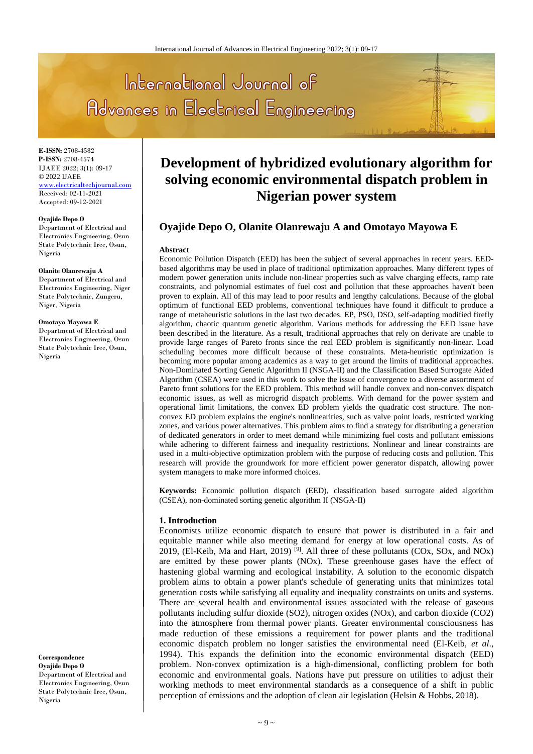# Development of hybridized evolutionary algorithm for solving economic environmental dispatch problem in Nigerian power system

## Oyajide Depo O, Olanite Olanrewaju A and Omotayo Mayowa E

**E-ISSN:** 2708-4582
**P-ISSN:** 2708-4574
IJAEE 2022; 3(1): 09-17
© 2022 IJAEE
www.electricaljournal.com
Received: 02-11-2021
Accepted: 09-12-2021

**Oyajide Depo O**
Department of Electrical and Electronics Engineering, Osun State Polytechnic Iree, Osun, Nigeria

**Olanite Olanrewaju A**
Department of Electrical and Electronics Engineering, Niger State Polytechnic, Zungeru, Niger, Nigeria

**Omotayo Mayowa E**
Department of Electrical and Electronics Engineering, Osun State Polytechnic Iree, Osun, Nigeria

**Correspondence**
**Oyajide Depo O**
Department of Electrical and Electronics Engineering, Osun State Polytechnic Iree, Osun, Nigeria

#### Abstract

Economic Pollution Dispatch (EED) has been the subject of several approaches in recent years. EED-based algorithms may be used in place of traditional optimization approaches. Many different types of modern power generation units include non-linear properties such as valve charging effects, ramp rate constraints, and polynomial estimates of fuel cost and pollution that these approaches haven't been proven to explain. All of this may lead to poor results and lengthy calculations. Because of the global optimum of functional EED problems, conventional techniques have found it difficult to produce a range of metaheuristic solutions in the last two decades. EP, PSO, DSO, self-adapting modified firefly algorithm, chaotic quantum genetic algorithm. Various methods for addressing the EED issue have been described in the literature. As a result, traditional approaches that rely on derivate are unable to provide large ranges of Pareto fronts since the real EED problem is significantly non-linear. Load scheduling becomes more difficult because of these constraints. Meta-heuristic optimization is becoming more popular among academics as a way to get around the limits of traditional approaches. Non-Dominated Sorting Genetic Algorithm II (NSGA-II) and the Classification Based Surrogate Aided Algorithm (CSEA) were used in this work to solve the issue of convergence to a diverse assortment of Pareto front solutions for the EED problem. This method will handle convex and non-convex dispatch economic issues, as well as microgrid dispatch problems. With demand for the power system and operational limit limitations, the convex ED problem yields the quadratic cost structure. The non-convex ED problem explains the engine's nonlinearities, such as valve point loads, restricted working zones, and various power alternatives. This problem aims to find a strategy for distributing a generation of dedicated generators in order to meet demand while minimizing fuel costs and pollutant emissions while adhering to different fairness and inequality restrictions. Nonlinear and linear constraints are used in a multi-objective optimization problem with the purpose of reducing costs and pollution. This research will provide the groundwork for more efficient power generator dispatch, allowing power system managers to make more informed choices.

**Keywords:** Economic pollution dispatch (EED), classification based surrogate aided algorithm (CSEA), non-dominated sorting genetic algorithm II (NSGA-II)

### 1. Introduction

Economists utilize economic dispatch to ensure that power is distributed in a fair and equitable manner while also meeting demand for energy at low operational costs. As of 2019, (El-Keib, Ma and Hart, 2019) [9]. All three of these pollutants ($CO_x$, $SO_x$, and $NO_x$) are emitted by these power plants ($NO_x$). These greenhouse gases have the effect of hastening global warming and ecological instability. A solution to the economic dispatch problem aims to obtain a power plant's schedule of generating units that minimizes total generation costs while satisfying all equality and inequality constraints on units and systems. There are several health and environmental issues associated with the release of gaseous pollutants including sulfur dioxide ($SO_2$), nitrogen oxides ($NO_x$), and carbon dioxide ($CO_2$) into the atmosphere from thermal power plants. Greater environmental consciousness has made reduction of these emissions a requirement for power plants and the traditional economic dispatch problem no longer satisfies the environmental need (El-Keib, *et al*., 1994). This expands the definition into the economic environmental dispatch (EED) problem. Non-convex optimization is a high-dimensional, conflicting problem for both economic and environmental goals. Nations have put pressure on utilities to adjust their working methods to meet environmental standards as a consequence of a shift in public perception of emissions and the adoption of clean air legislation (Helsin & Hobbs, 2018).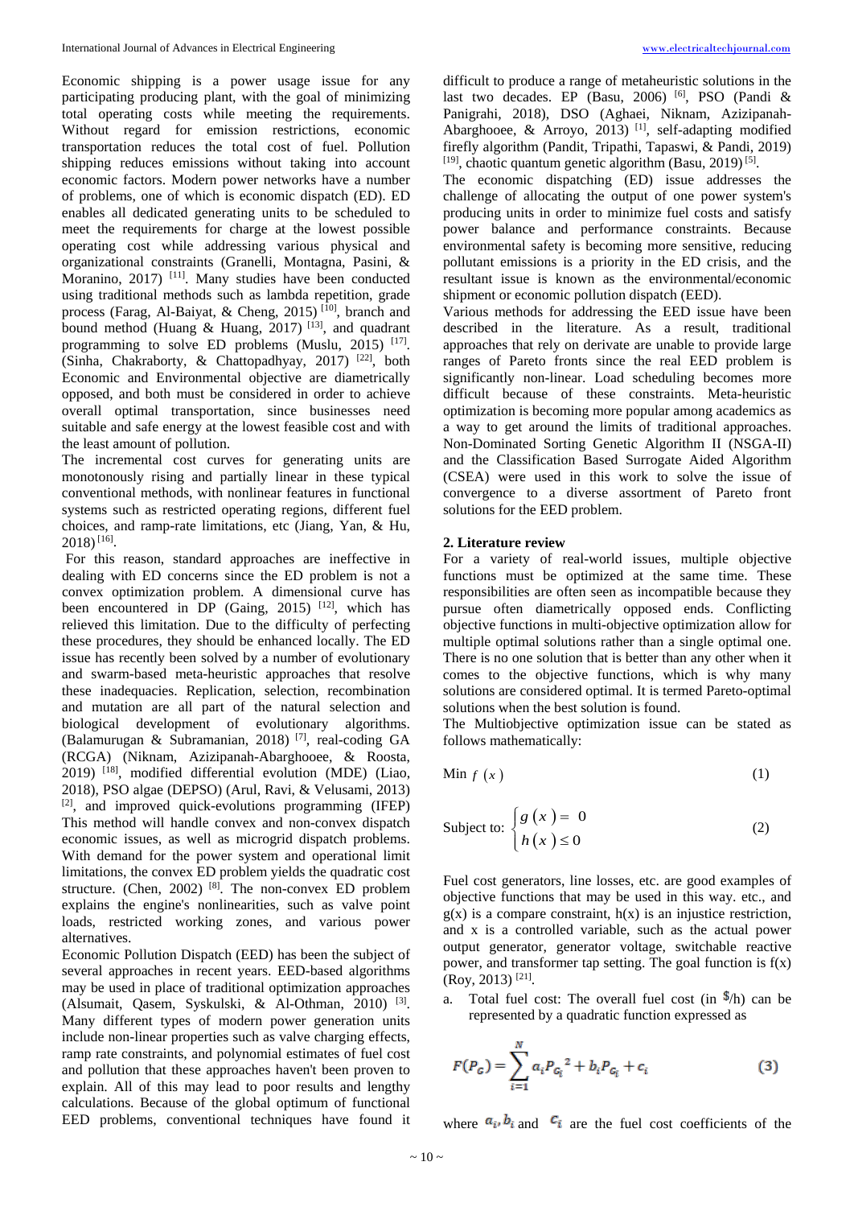Economic shipping is a power usage issue for any participating producing plant, with the goal of minimizing total operating costs while meeting the requirements. Without regard for emission restrictions, economic transportation reduces the total cost of fuel. Pollution shipping reduces emissions without taking into account economic factors. Modern power networks have a number of problems, one of which is economic dispatch (ED). ED enables all dedicated generating units to be scheduled to meet the requirements for charge at the lowest possible operating cost while addressing various physical and organizational constraints (Granelli, Montagna, Pasini, & Moranino, 2017) [11]. Many studies have been conducted using traditional methods such as lambda repetition, grade process (Farag, Al-Baiyat, & Cheng, 2015) [10], branch and bound method (Huang & Huang, 2017) [13], and quadrant programming to solve ED problems (Muslu, 2015) [17]. (Sinha, Chakraborty, & Chattopadhyay, 2017) [22], both Economic and Environmental objective are diametrically opposed, and both must be considered in order to achieve overall optimal transportation, since businesses need suitable and safe energy at the lowest feasible cost and with the least amount of pollution.

The incremental cost curves for generating units are monotonously rising and partially linear in these typical conventional methods, with nonlinear features in functional systems such as restricted operating regions, different fuel choices, and ramp-rate limitations, etc (Jiang, Yan, & Hu, 2018) [16].

For this reason, standard approaches are ineffective in dealing with ED concerns since the ED problem is not a convex optimization problem. A dimensional curve has been encountered in DP (Gaing, 2015) [12], which has relieved this limitation. Due to the difficulty of perfecting these procedures, they should be enhanced locally. The ED issue has recently been solved by a number of evolutionary and swarm-based meta-heuristic approaches that resolve these inadequacies. Replication, selection, recombination and mutation are all part of the natural selection and biological development of evolutionary algorithms. (Balamurugan & Subramanian, 2018) [7], real-coding GA (RCGA) (Niknam, Azizipanah-Abarghooee, & Roosta, 2019) [18], modified differential evolution (MDE) (Liao, 2018), PSO algae (DEPSO) (Arul, Ravi, & Velusami, 2013) [2], and improved quick-evolutions programming (IFEP) This method will handle convex and non-convex dispatch economic issues, as well as microgrid dispatch problems. With demand for the power system and operational limit limitations, the convex ED problem yields the quadratic cost structure. (Chen, 2002) [8]. The non-convex ED problem explains the engine's nonlinearities, such as valve point loads, restricted working zones, and various power alternatives.

Economic Pollution Dispatch (EED) has been the subject of several approaches in recent years. EED-based algorithms may be used in place of traditional optimization approaches (Alsumait, Qasem, Syskulski, & Al-Othman, 2010) [3]. Many different types of modern power generation units include non-linear properties such as valve charging effects, ramp rate constraints, and polynomial estimates of fuel cost and pollution that these approaches haven't been proven to explain. All of this may lead to poor results and lengthy calculations. Because of the global optimum of functional EED problems, conventional techniques have found it difficult to produce a range of metaheuristic solutions in the last two decades. EP (Basu, 2006) [6], PSO (Pandi & Panigrahi, 2018), DSO (Aghaei, Niknam, Azizipanah-Abarghooee, & Arroyo, 2013) [1], self-adapting modified firefly algorithm (Pandit, Tripathi, Tapaswi, & Pandi, 2019) [19], chaotic quantum genetic algorithm (Basu, 2019) [5].

The economic dispatching (ED) issue addresses the challenge of allocating the output of one power system's producing units in order to minimize fuel costs and satisfy power balance and performance constraints. Because environmental safety is becoming more sensitive, reducing pollutant emissions is a priority in the ED crisis, and the resultant issue is known as the environmental/economic shipment or economic pollution dispatch (EED).

Various methods for addressing the EED issue have been described in the literature. As a result, traditional approaches that rely on derivate are unable to provide large ranges of Pareto fronts since the real EED problem is significantly non-linear. Load scheduling becomes more difficult because of these constraints. Meta-heuristic optimization is becoming more popular among academics as a way to get around the limits of traditional approaches. Non-Dominated Sorting Genetic Algorithm II (NSGA-II) and the Classification Based Surrogate Aided Algorithm (CSEA) were used in this work to solve the issue of convergence to a diverse assortment of Pareto front solutions for the EED problem.

## 2. Literature review

For a variety of real-world issues, multiple objective functions must be optimized at the same time. These responsibilities are often seen as incompatible because they pursue often diametrically opposed ends. Conflicting objective functions in multi-objective optimization allow for multiple optimal solutions rather than a single optimal one. There is no one solution that is better than any other when it comes to the objective functions, which is why many solutions are considered optimal. It is termed Pareto-optimal solutions when the best solution is found.

The Multiobjective optimization issue can be stated as follows mathematically:

$$\text{Min } f(x) \tag{1}$$

$$\text{Subject to: } \begin{cases} g(x) = 0 \\ h(x) \leq 0 \end{cases} \tag{2}$$

Fuel cost generators, line losses, etc. are good examples of objective functions that may be used in this way. etc., and $g(x)$ is a compare constraint, $h(x)$ is an injustice restriction, and x is a controlled variable, such as the actual power output generator, generator voltage, switchable reactive power, and transformer tap setting. The goal function is $f(x)$ (Roy, 2013) [21].

a. Total fuel cost: The overall fuel cost (in $/h) can be represented by a quadratic function expressed as

$$F(P_G) = \sum_{i=1}^{N} a_i P_{G_i}{}^2 + b_i P_{G_i} + c_i \tag{3}$$

where $a_i, b_i$ and $c_i$ are the fuel cost coefficients of the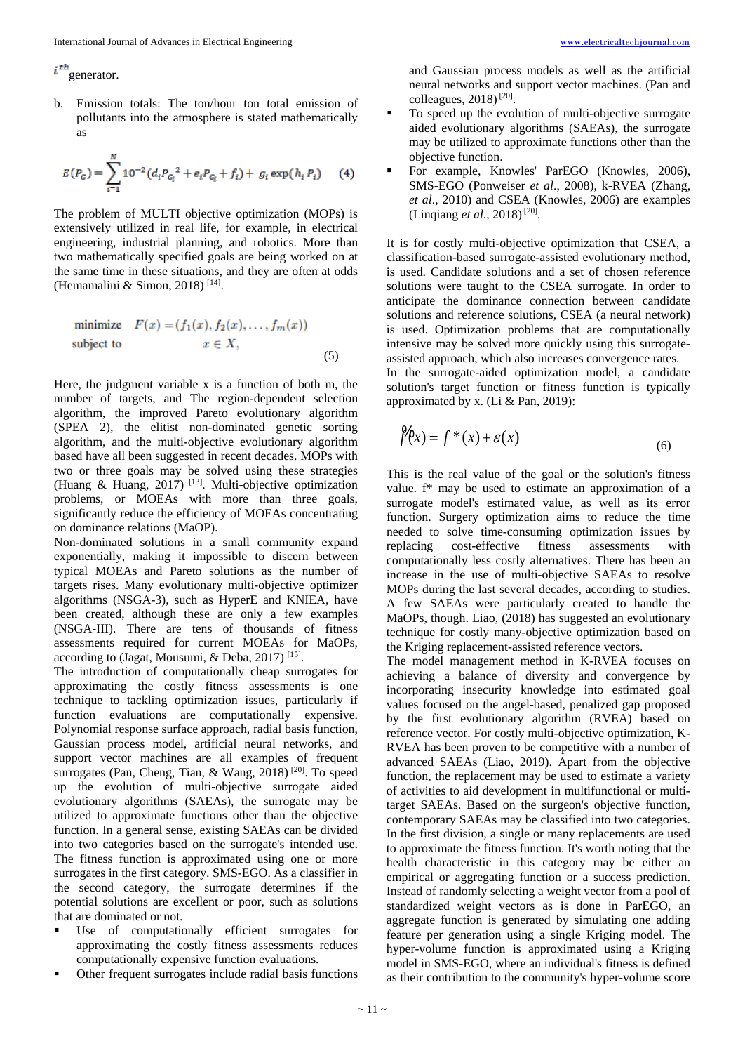$i^{th}$ generator.

b. Emission totals: The ton/hour ton total emission of pollutants into the atmosphere is stated mathematically as

$$E(P_G) = \sum_{i=1}^{N} 10^{-2}(d_i P_{G_i}{}^2 + e_i P_{G_i} + f_i) + g_i \exp(h_i P_i) \quad (4)$$

The problem of MULTI objective optimization (MOPs) is extensively utilized in real life, for example, in electrical engineering, industrial planning, and robotics. More than two mathematically specified goals are being worked on at the same time in these situations, and they are often at odds (Hemamalini & Simon, 2018) [14].

$$\begin{aligned} \text{minimize} \quad & F(x) = (f_1(x), f_2(x), \ldots, f_m(x)) \\ \text{subject to} \quad & x \in X, \end{aligned} \tag{5}$$

Here, the judgment variable x is a function of both m, the number of targets, and The region-dependent selection algorithm, the improved Pareto evolutionary algorithm (SPEA 2), the elitist non-dominated genetic sorting algorithm, and the multi-objective evolutionary algorithm based have all been suggested in recent decades. MOEAs with two or three goals may be solved using these strategies (Huang & Huang, 2017) [13]. Multi-objective optimization problems, or MOEAs with more than three goals, significantly reduce the efficiency of MOEAs concentrating on dominance relations (MaOP).

Non-dominated solutions in a small community expand exponentially, making it impossible to discern between typical MOEAs and Pareto solutions as the number of targets rises. Many evolutionary multi-objective optimizer algorithms (NSGA-3), such as HyperE and KNIEA, have been created, although these are only a few examples (NSGA-III). There are tens of thousands of fitness assessments required for current MOEAs for MaOPs, according to (Jagat, Mousumi, & Deba, 2017) [15].

The introduction of computationally cheap surrogates for approximating the costly fitness assessments is one technique to tackling optimization issues, particularly if function evaluations are computationally expensive. Polynomial response surface approach, radial basis function, Gaussian process model, artificial neural networks, and support vector machines are all examples of frequent surrogates (Pan, Cheng, Tian, & Wang, 2018) [20]. To speed up the evolution of multi-objective surrogate aided evolutionary algorithms (SAEAs), the surrogate may be utilized to approximate functions other than the objective function. In a general sense, existing SAEAs can be divided into two categories based on the surrogate's intended use. The fitness function is approximated using one or more surrogates in the first category. SMS-EGO. As a classifier in the second category, the surrogate determines if the potential solutions are excellent or poor, such as solutions that are dominated or not.

- Use of computationally efficient surrogates for approximating the costly fitness assessments reduces computationally expensive function evaluations.
- Other frequent surrogates include radial basis functions and Gaussian process models as well as the artificial neural networks and support vector machines. (Pan and colleagues, 2018) [20].
- To speed up the evolution of multi-objective surrogate aided evolutionary algorithms (SAEAs), the surrogate may be utilized to approximate functions other than the objective function.
- For example, Knowles' ParEGO (Knowles, 2006), SMS-EGO (Ponweiser *et al*., 2008), k-RVEA (Zhang, *et al*., 2010) and CSEA (Knowles, 2006) are examples (Linqiang *et al*., 2018) [20].

It is for costly multi-objective optimization that CSEA, a classification-based surrogate-assisted evolutionary method, is used. Candidate solutions and a set of chosen reference solutions were taught to the CSEA surrogate. In order to anticipate the dominance connection between candidate solutions and reference solutions, CSEA (a neural network) is used. Optimization problems that are computationally intensive may be solved more quickly using this surrogate-assisted approach, which also increases convergence rates.

In the surrogate-aided optimization model, a candidate solution's target function or fitness function is typically approximated by x. (Li & Pan, 2019):

$$\hat{f}(x) = f^*(x) + \varepsilon(x) \tag{6}$$

This is the real value of the goal or the solution's fitness value. f* may be used to estimate an approximation of a surrogate model's estimated value, as well as its error function. Surgery optimization aims to reduce the time needed to solve time-consuming optimization issues by replacing cost-effective fitness assessments with computationally less costly alternatives. There has been an increase in the use of multi-objective SAEAs to resolve MOPs during the last several decades, according to studies. A few SAEAs were particularly created to handle the MaOPs, though. Liao, (2018) has suggested an evolutionary technique for costly many-objective optimization based on the Kriging replacement-assisted reference vectors.

The model management method in K-RVEA focuses on achieving a balance of diversity and convergence by incorporating insecurity knowledge into estimated goal values focused on the angel-based, penalized gap proposed by the first evolutionary algorithm (RVEA) based on reference vector. For costly multi-objective optimization, K-RVEA has been proven to be competitive with a number of advanced SAEAs (Liao, 2019). Apart from the objective function, the replacement may be used to estimate a variety of activities to aid development in multifunctional or multi-target SAEAs. Based on the surgeon's objective function, contemporary SAEAs may be classified into two categories. In the first division, a single or many replacements are used to approximate the fitness function. It's worth noting that the health characteristic in this category may be either an empirical or aggregating function or a success prediction. Instead of randomly selecting a weight vector from a pool of standardized weight vectors as is done in ParEGO, an aggregate function is generated by simulating one adding feature per generation using a single Kriging model. The hyper-volume function is approximated using a Kriging model in SMS-EGO, where an individual's fitness is defined as their contribution to the community's hyper-volume score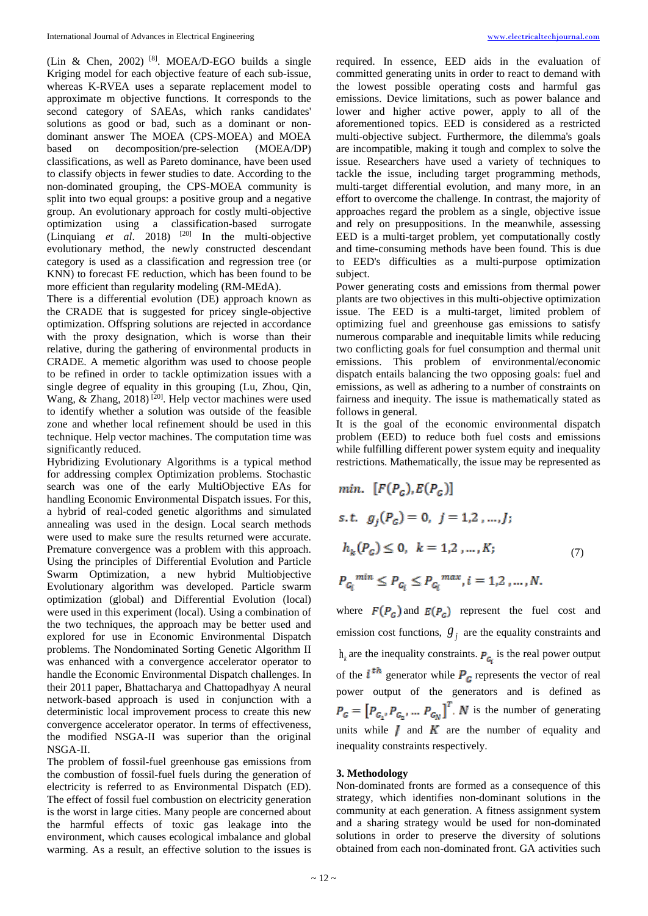(Lin & Chen, 2002) [8]. MOEA/D-EGO builds a single Kriging model for each objective feature of each sub-issue, whereas K-RVEA uses a separate replacement model to approximate m objective functions. It corresponds to the second category of SAEAs, which ranks candidates' solutions as good or bad, such as a dominant or non-dominant answer The MOEA (CPS-MOEA) and MOEA based on decomposition/pre-selection (MOEA/DP) classifications, as well as Pareto dominance, have been used to classify objects in fewer studies to date. According to the non-dominated grouping, the CPS-MOEA community is split into two equal groups: a positive group and a negative group. An evolutionary approach for costly multi-objective optimization using a classification-based surrogate (Linquiang *et al*. 2018) [20] In the multi-objective evolutionary method, the newly constructed descendant category is used as a classification and regression tree (or KNN) to forecast FE reduction, which has been found to be more efficient than regularity modeling (RM-MEdA).

There is a differential evolution (DE) approach known as the CRADE that is suggested for pricey single-objective optimization. Offspring solutions are rejected in accordance with the proxy designation, which is worse than their relative, during the gathering of environmental products in CRADE. A memetic algorithm was used to choose people to be refined in order to tackle optimization issues with a single degree of equality in this grouping (Lu, Zhou, Qin, Wang, & Zhang, 2018) [20]. Help vector machines were used to identify whether a solution was outside of the feasible zone and whether local refinement should be used in this technique. Help vector machines. The computation time was significantly reduced.

Hybridizing Evolutionary Algorithms is a typical method for addressing complex Optimization problems. Stochastic search was one of the early MultiObjective EAs for handling Economic Environmental Dispatch issues. For this, a hybrid of real-coded genetic algorithms and simulated annealing was used in the design. Local search methods were used to make sure the results returned were accurate. Premature convergence was a problem with this approach. Using the principles of Differential Evolution and Particle Swarm Optimization, a new hybrid Multiobjective Evolutionary algorithm was developed. Particle swarm optimization (global) and Differential Evolution (local) were used in this experiment (local). Using a combination of the two techniques, the approach may be better used and explored for use in Economic Environmental Dispatch problems. The Nondominated Sorting Genetic Algorithm II was enhanced with a convergence accelerator operator to handle the Economic Environmental Dispatch challenges. In their 2011 paper, Bhattacharya and Chattopadhyay A neural network-based approach is used in conjunction with a deterministic local improvement process to create this new convergence accelerator operator. In terms of effectiveness, the modified NSGA-II was superior than the original NSGA-II.

The problem of fossil-fuel greenhouse gas emissions from the combustion of fossil-fuel fuels during the generation of electricity is referred to as Environmental Dispatch (ED). The effect of fossil fuel combustion on electricity generation is the worst in large cities. Many people are concerned about the harmful effects of toxic gas leakage into the environment, which causes ecological imbalance and global warming. As a result, an effective solution to the issues is required. In essence, EED aids in the evaluation of committed generating units in order to react to demand with the lowest possible operating costs and harmful gas emissions. Device limitations, such as power balance and lower and higher active power, apply to all of the aforementioned topics. EED is considered as a restricted multi-objective subject. Furthermore, the dilemma's goals are incompatible, making it tough and complex to solve the issue. Researchers have used a variety of techniques to tackle the issue, including target programming methods, multi-target differential evolution, and many more, in an effort to overcome the challenge. In contrast, the majority of approaches regard the problem as a single, objective issue and rely on presuppositions. In the meanwhile, assessing EED is a multi-target problem, yet computationally costly and time-consuming methods have been found. This is due to EED's difficulties as a multi-purpose optimization subject.

Power generating costs and emissions from thermal power plants are two objectives in this multi-objective optimization issue. The EED is a multi-target, limited problem of optimizing fuel and greenhouse gas emissions to satisfy numerous comparable and inequitable limits while reducing two conflicting goals for fuel consumption and thermal unit emissions. This problem of environmental/economic dispatch entails balancing the two opposing goals: fuel and emissions, as well as adhering to a number of constraints on fairness and inequity. The issue is mathematically stated as follows in general.

It is the goal of the economic environmental dispatch problem (EED) to reduce both fuel costs and emissions while fulfilling different power system equity and inequality restrictions. Mathematically, the issue may be represented as

$$
\begin{aligned}
& min.\ \ [F(P_G), E(P_G)] \\
& s.t.\ \ g_j(P_G) = 0,\ \ j = 1,2\ ,\dots, J; \\
& h_k(P_G) \le 0,\ \ k = 1,2\ ,\dots, K; \\
& P_{G_i}{}^{min} \le P_{G_i} \le P_{G_i}{}^{max}, i = 1,2\ ,\dots, N.
\end{aligned}
\tag{7}
$$

where $F(P_G)$ and $E(P_G)$ represent the fuel cost and emission cost functions, $g_j$ are the equality constraints and $h_k$ are the inequality constraints. $P_{G_i}$ is the real power output of the $i^{th}$ generator while $P_G$ represents the vector of real power output of the generators and is defined as $P_G = [P_{G_1}, P_{G_2}, \dots P_{G_N}]^T$. $N$ is the number of generating units while $J$ and $K$ are the number of equality and inequality constraints respectively.

### 3. Methodology

Non-dominated fronts are formed as a consequence of this strategy, which identifies non-dominant solutions in the community at each generation. A fitness assignment system and a sharing strategy would be used for non-dominated solutions in order to preserve the diversity of solutions obtained from each non-dominated front. GA activities such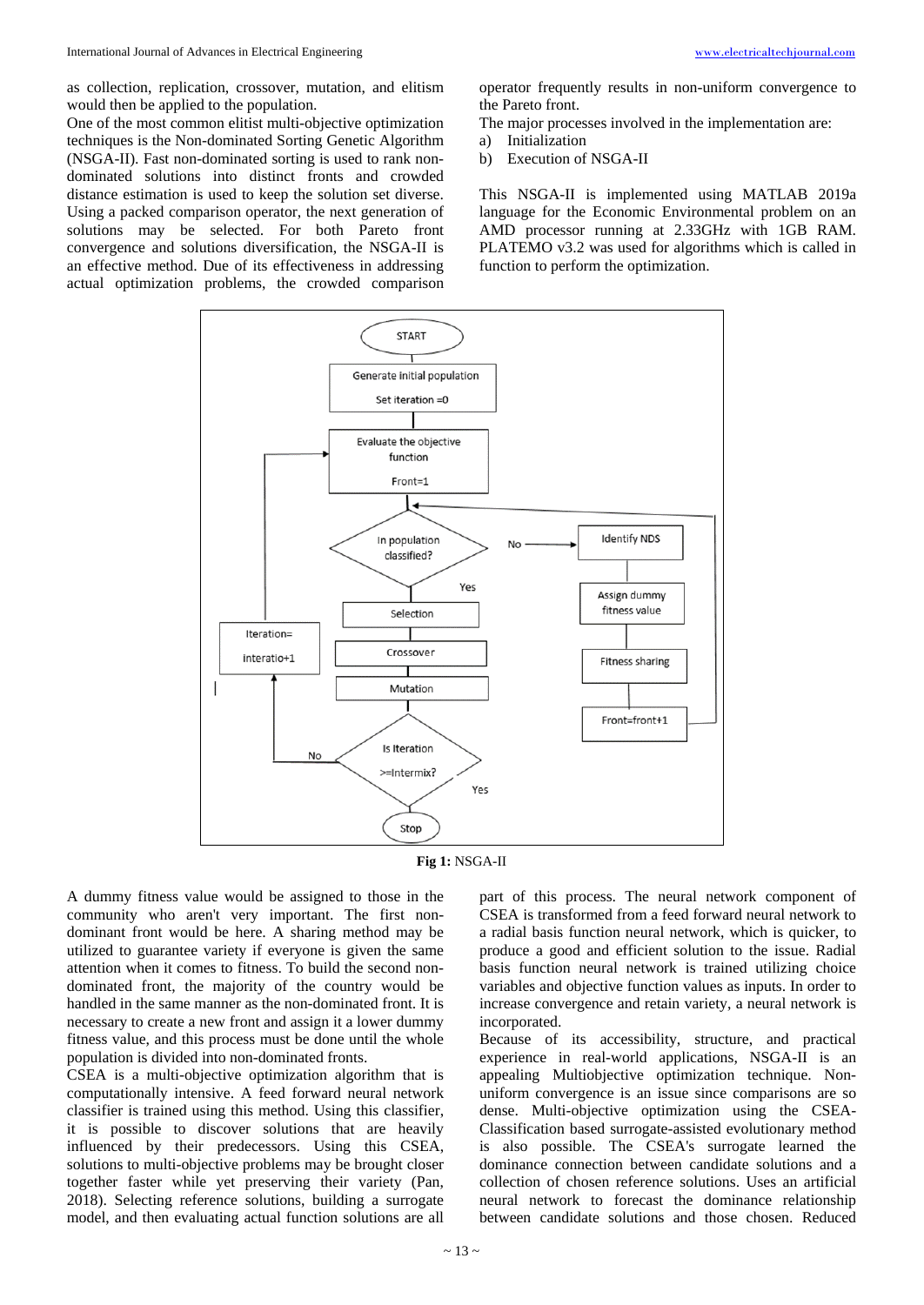as collection, replication, crossover, mutation, and elitism would then be applied to the population.

One of the most common elitist multi-objective optimization techniques is the Non-dominated Sorting Genetic Algorithm (NSGA-II). Fast non-dominated sorting is used to rank non-dominated solutions into distinct fronts and crowded distance estimation is used to keep the solution set diverse. Using a packed comparison operator, the next generation of solutions may be selected. For both Pareto front convergence and solutions diversification, the NSGA-II is an effective method. Due of its effectiveness in addressing actual optimization problems, the crowded comparison operator frequently results in non-uniform convergence to the Pareto front.

The major processes involved in the implementation are:

a) Initialization
b) Execution of NSGA-II

This NSGA-II is implemented using MATLAB 2019a language for the Economic Environmental problem on an AMD processor running at 2.33GHz with 1GB RAM. PLATEMO v3.2 was used for algorithms which is called in function to perform the optimization.

**Fig 1:** NSGA-II

A dummy fitness value would be assigned to those in the community who aren't very important. The first non-dominant front would be here. A sharing method may be utilized to guarantee variety if everyone is given the same attention when it comes to fitness. To build the second non-dominated front, the majority of the country would be handled in the same manner as the non-dominated front. It is necessary to create a new front and assign it a lower dummy fitness value, and this process must be done until the whole population is divided into non-dominated fronts.

CSEA is a multi-objective optimization algorithm that is computationally intensive. A feed forward neural network classifier is trained using this method. Using this classifier, it is possible to discover solutions that are heavily influenced by their predecessors. Using this CSEA, solutions to multi-objective problems may be brought closer together faster while yet preserving their variety (Pan, 2018). Selecting reference solutions, building a surrogate model, and then evaluating actual function solutions are all part of this process. The neural network component of CSEA is transformed from a feed forward neural network to a radial basis function neural network, which is quicker, to produce a good and efficient solution to the issue. Radial basis function neural network is trained utilizing choice variables and objective function values as inputs. In order to increase convergence and retain variety, a neural network is incorporated.

Because of its accessibility, structure, and practical experience in real-world applications, NSGA-II is an appealing Multiobjective optimization technique. Non-uniform convergence is an issue since comparisons are so dense. Multi-objective optimization using the CSEA-Classification based surrogate-assisted evolutionary method is also possible. The CSEA's surrogate learned the dominance connection between candidate solutions and a collection of chosen reference solutions. Uses an artificial neural network to forecast the dominance relationship between candidate solutions and those chosen. Reduced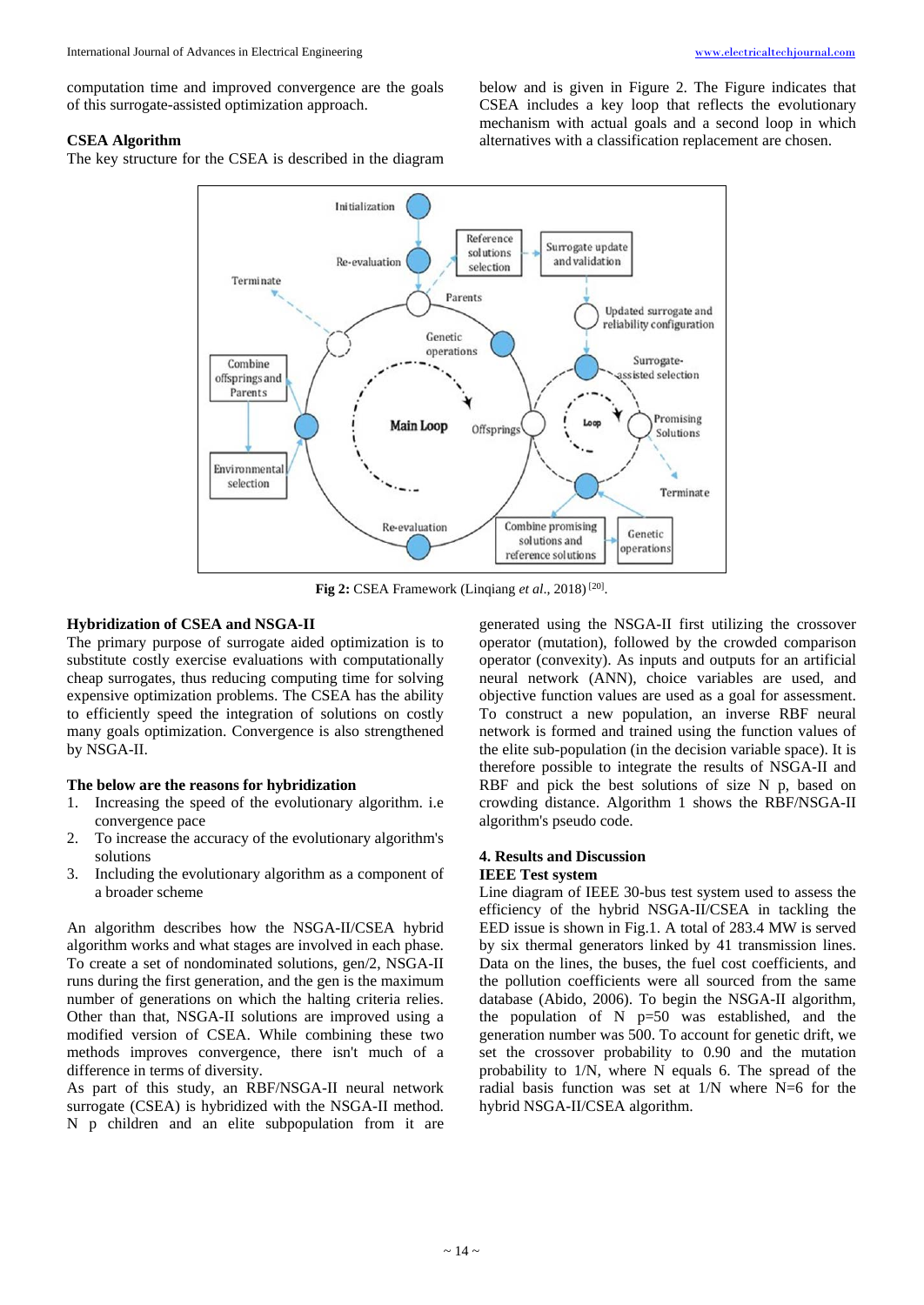computation time and improved convergence are the goals of this surrogate-assisted optimization approach.

### CSEA Algorithm

The key structure for the CSEA is described in the diagram below and is given in Figure 2. The Figure indicates that CSEA includes a key loop that reflects the evolutionary mechanism with actual goals and a second loop in which alternatives with a classification replacement are chosen.

**Fig 2:** CSEA Framework (Linqiang *et al*., 2018) [20].

### Hybridization of CSEA and NSGA-II

The primary purpose of surrogate aided optimization is to substitute costly exercise evaluations with computationally cheap surrogates, thus reducing computing time for solving expensive optimization problems. The CSEA has the ability to efficiently speed the integration of solutions on costly many goals optimization. Convergence is also strengthened by NSGA-II.

### The below are the reasons for hybridization

1. Increasing the speed of the evolutionary algorithm. i.e convergence pace
2. To increase the accuracy of the evolutionary algorithm's solutions
3. Including the evolutionary algorithm as a component of a broader scheme

An algorithm describes how the NSGA-II/CSEA hybrid algorithm works and what stages are involved in each phase. To create a set of nondominated solutions, gen/2, NSGA-II runs during the first generation, and the gen is the maximum number of generations on which the halting criteria relies. Other than that, NSGA-II solutions are improved using a modified version of CSEA. While combining these two methods improves convergence, there isn't much of a difference in terms of diversity.

As part of this study, an RBF/NSGA-II neural network surrogate (CSEA) is hybridized with the NSGA-II method. N p children and an elite subpopulation from it are generated using the NSGA-II first utilizing the crossover operator (mutation), followed by the crowded comparison operator (convexity). As inputs and outputs for an artificial neural network (ANN), choice variables are used, and objective function values are used as a goal for assessment. To construct a new population, an inverse RBF neural network is formed and trained using the function values of the elite sub-population (in the decision variable space). It is therefore possible to integrate the results of NSGA-II and RBF and pick the best solutions of size N p, based on crowding distance. Algorithm 1 shows the RBF/NSGA-II algorithm's pseudo code.

## 4. Results and Discussion

### IEEE Test system

Line diagram of IEEE 30-bus test system used to assess the efficiency of the hybrid NSGA-II/CSEA in tackling the EED issue is shown in Fig.1. A total of 283.4 MW is served by six thermal generators linked by 41 transmission lines. Data on the lines, the buses, the fuel cost coefficients, and the pollution coefficients were all sourced from the same database (Abido, 2006). To begin the NSGA-II algorithm, the population of N p=50 was established, and the generation number was 500. To account for genetic drift, we set the crossover probability to 0.90 and the mutation probability to 1/N, where N equals 6. The spread of the radial basis function was set at 1/N where N=6 for the hybrid NSGA-II/CSEA algorithm.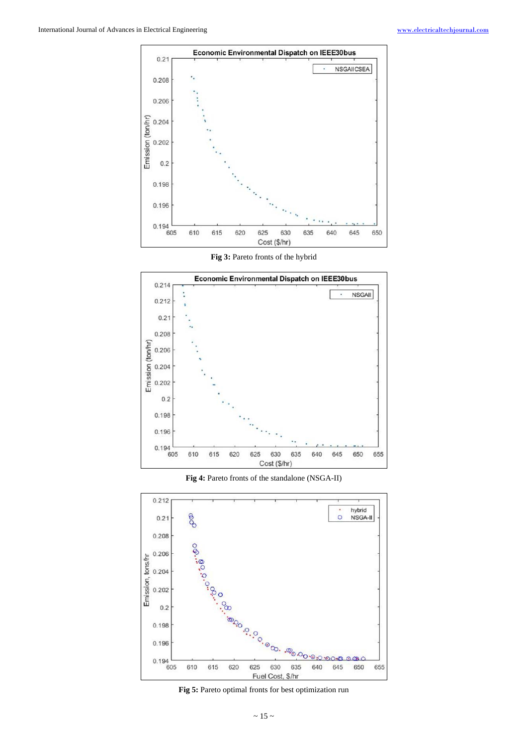**Fig 3:** Pareto fronts of the hybrid

**Fig 4:** Pareto fronts of the standalone (NSGA-II)

**Fig 5:** Pareto optimal fronts for best optimization run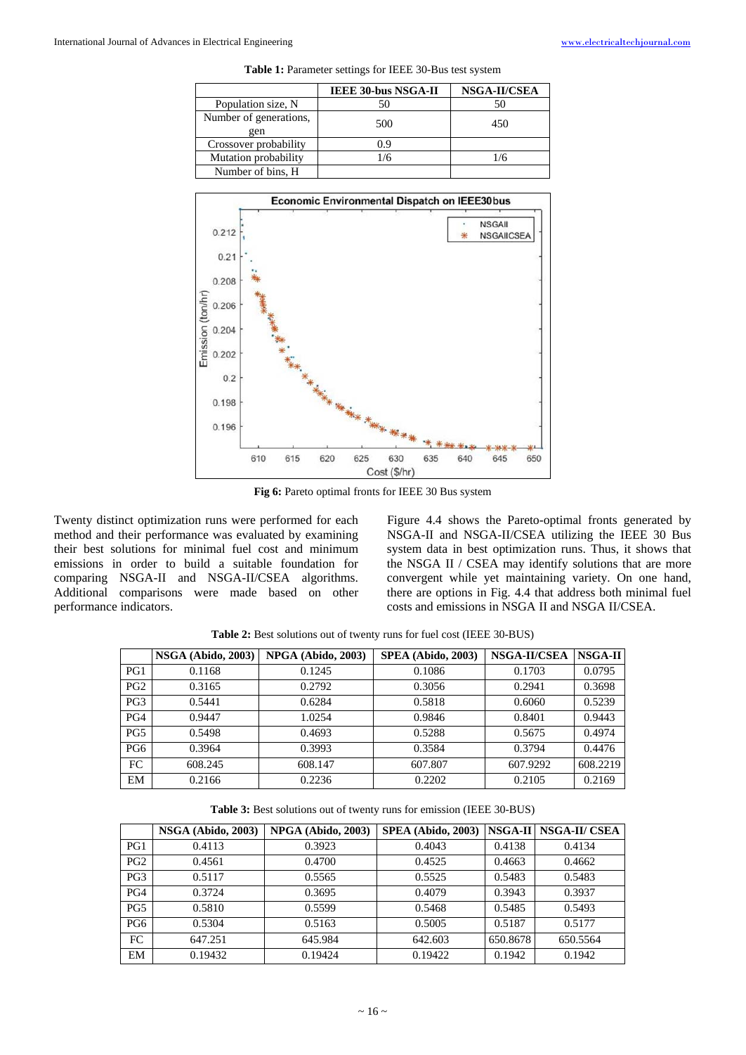**Table 1:** Parameter settings for IEEE 30-Bus test system

| | IEEE 30-bus NSGA-II | NSGA-II/CSEA |
|---|---|---|
| Population size, N | 50 | 50 |
| Number of generations, gen | 500 | 450 |
| Crossover probability | 0.9 | |
| Mutation probability | 1/6 | 1/6 |
| Number of bins, H | | |

**Fig 6:** Pareto optimal fronts for IEEE 30 Bus system

Twenty distinct optimization runs were performed for each method and their performance was evaluated by examining their best solutions for minimal fuel cost and minimum emissions in order to build a suitable foundation for comparing NSGA-II and NSGA-II/CSEA algorithms. Additional comparisons were made based on other performance indicators.

Figure 4.4 shows the Pareto-optimal fronts generated by NSGA-II and NSGA-II/CSEA utilizing the IEEE 30 Bus system data in best optimization runs. Thus, it shows that the NSGA II / CSEA may identify solutions that are more convergent while yet maintaining variety. On one hand, there are options in Fig. 4.4 that address both minimal fuel costs and emissions in NSGA II and NSGA II/CSEA.

**Table 2:** Best solutions out of twenty runs for fuel cost (IEEE 30-BUS)

| | NSGA (Abido, 2003) | NPGA (Abido, 2003) | SPEA (Abido, 2003) | NSGA-II/CSEA | NSGA-II |
|---|---|---|---|---|---|
| PG1 | 0.1168 | 0.1245 | 0.1086 | 0.1703 | 0.0795 |
| PG2 | 0.3165 | 0.2792 | 0.3056 | 0.2941 | 0.3698 |
| PG3 | 0.5441 | 0.6284 | 0.5818 | 0.6060 | 0.5239 |
| PG4 | 0.9447 | 1.0254 | 0.9846 | 0.8401 | 0.9443 |
| PG5 | 0.5498 | 0.4693 | 0.5288 | 0.5675 | 0.4974 |
| PG6 | 0.3964 | 0.3993 | 0.3584 | 0.3794 | 0.4476 |
| FC | 608.245 | 608.147 | 607.807 | 607.9292 | 608.2219 |
| EM | 0.2166 | 0.2236 | 0.2202 | 0.2105 | 0.2169 |

**Table 3:** Best solutions out of twenty runs for emission (IEEE 30-BUS)

| | NSGA (Abido, 2003) | NPGA (Abido, 2003) | SPEA (Abido, 2003) | NSGA-II | NSGA-II/ CSEA |
|---|---|---|---|---|---|
| PG1 | 0.4113 | 0.3923 | 0.4043 | 0.4138 | 0.4134 |
| PG2 | 0.4561 | 0.4700 | 0.4525 | 0.4663 | 0.4662 |
| PG3 | 0.5117 | 0.5565 | 0.5525 | 0.5483 | 0.5483 |
| PG4 | 0.3724 | 0.3695 | 0.4079 | 0.3943 | 0.3937 |
| PG5 | 0.5810 | 0.5599 | 0.5468 | 0.5485 | 0.5493 |
| PG6 | 0.5304 | 0.5163 | 0.5005 | 0.5187 | 0.5177 |
| FC | 647.251 | 645.984 | 642.603 | 650.8678 | 650.5564 |
| EM | 0.19432 | 0.19424 | 0.19422 | 0.1942 | 0.1942 |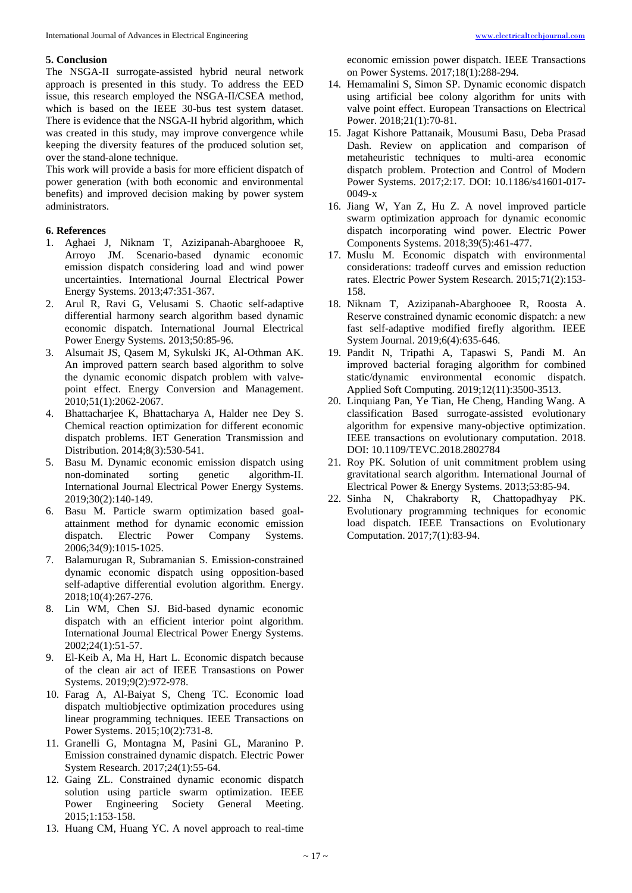## 5. Conclusion

The NSGA-II surrogate-assisted hybrid neural network approach is presented in this study. To address the EED issue, this research employed the NSGA-II/CSEA method, which is based on the IEEE 30-bus test system dataset. There is evidence that the NSGA-II hybrid algorithm, which was created in this study, may improve convergence while keeping the diversity features of the produced solution set, over the stand-alone technique.

This work will provide a basis for more efficient dispatch of power generation (with both economic and environmental benefits) and improved decision making by power system administrators.

## 6. References

1. Aghaei J, Niknam T, Azizipanah-Abarghooee R, Arroyo JM. Scenario-based dynamic economic emission dispatch considering load and wind power uncertainties. International Journal Electrical Power Energy Systems. 2013;47:351-367.
2. Arul R, Ravi G, Velusami S. Chaotic self-adaptive differential harmony search algorithm based dynamic economic dispatch. International Journal Electrical Power Energy Systems. 2013;50:85-96.
3. Alsumait JS, Qasem M, Sykulski JK, Al-Othman AK. An improved pattern search based algorithm to solve the dynamic economic dispatch problem with valve-point effect. Energy Conversion and Management. 2010;51(1):2062-2067.
4. Bhattacharjee K, Bhattacharya A, Halder nee Dey S. Chemical reaction optimization for different economic dispatch problems. IET Generation Transmission and Distribution. 2014;8(3):530-541.
5. Basu M. Dynamic economic emission dispatch using non-dominated sorting genetic algorithm-II. International Journal Electrical Power Energy Systems. 2019;30(2):140-149.
6. Basu M. Particle swarm optimization based goal-attainment method for dynamic economic emission dispatch. Electric Power Company Systems. 2006;34(9):1015-1025.
7. Balamurugan R, Subramanian S. Emission-constrained dynamic economic dispatch using opposition-based self-adaptive differential evolution algorithm. Energy. 2018;10(4):267-276.
8. Lin WM, Chen SJ. Bid-based dynamic economic dispatch with an efficient interior point algorithm. International Journal Electrical Power Energy Systems. 2002;24(1):51-57.
9. El-Keib A, Ma H, Hart L. Economic dispatch because of the clean air act of IEEE Transastions on Power Systems. 2019;9(2):972-978.
10. Farag A, Al-Baiyat S, Cheng TC. Economic load dispatch multiobjective optimization procedures using linear programming techniques. IEEE Transactions on Power Systems. 2015;10(2):731-8.
11. Granelli G, Montagna M, Pasini GL, Maranino P. Emission constrained dynamic dispatch. Electric Power System Research. 2017;24(1):55-64.
12. Gaing ZL. Constrained dynamic economic dispatch solution using particle swarm optimization. IEEE Power Engineering Society General Meeting. 2015;1:153-158.
13. Huang CM, Huang YC. A novel approach to real-time economic emission power dispatch. IEEE Transactions on Power Systems. 2017;18(1):288-294.
14. Hemamalini S, Simon SP. Dynamic economic dispatch using artificial bee colony algorithm for units with valve point effect. European Transactions on Electrical Power. 2018;21(1):70-81.
15. Jagat Kishore Pattanaik, Mousumi Basu, Deba Prasad Dash. Review on application and comparison of metaheuristic techniques to multi-area economic dispatch problem. Protection and Control of Modern Power Systems. 2017;2:17. DOI: 10.1186/s41601-017-0049-x
16. Jiang W, Yan Z, Hu Z. A novel improved particle swarm optimization approach for dynamic economic dispatch incorporating wind power. Electric Power Components Systems. 2018;39(5):461-477.
17. Muslu M. Economic dispatch with environmental considerations: tradeoff curves and emission reduction rates. Electric Power System Research. 2015;71(2):153-158.
18. Niknam T, Azizipanah-Abarghooee R, Roosta A. Reserve constrained dynamic economic dispatch: a new fast self-adaptive modified firefly algorithm. IEEE System Journal. 2019;6(4):635-646.
19. Pandit N, Tripathi A, Tapaswi S, Pandi M. An improved bacterial foraging algorithm for combined static/dynamic environmental economic dispatch. Applied Soft Computing. 2019;12(11):3500-3513.
20. Linquiang Pan, Ye Tian, He Cheng, Handing Wang. A classification Based surrogate-assisted evolutionary algorithm for expensive many-objective optimization. IEEE transactions on evolutionary computation. 2018. DOI: 10.1109/TEVC.2018.2802784
21. Roy PK. Solution of unit commitment problem using gravitational search algorithm. International Journal of Electrical Power & Energy Systems. 2013;53:85-94.
22. Sinha N, Chakraborty R, Chattopadhyay PK. Evolutionary programming techniques for economic load dispatch. IEEE Transactions on Evolutionary Computation. 2017;7(1):83-94.